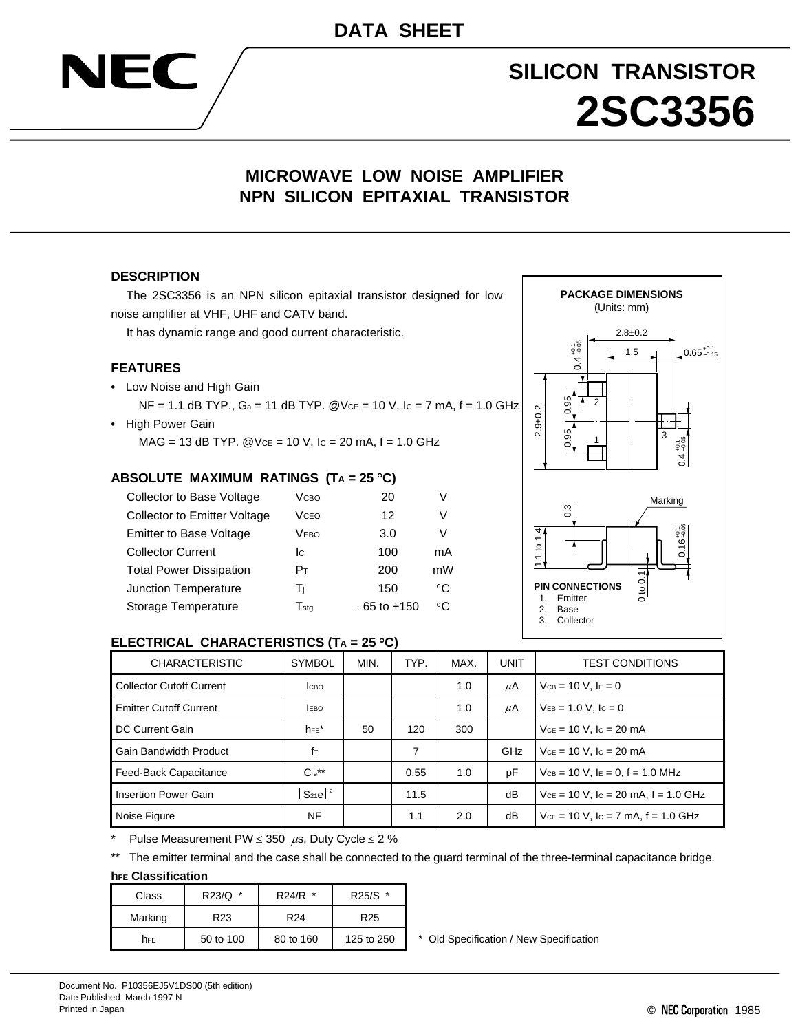DATA SHEET

# SILICON TRANSISTOR 2SC3356

## MICROWAVE LOW NOISE AMPLIFIER NPN SILICON EPITAXIAL TRANSISTOR

### DESCRIPTION

The 2SC3356 is an NPN silicon epitaxial transistor designed for low noise amplifier at VHF, UHF and CATV band.

It has dynamic range and good current characteristic.

### FEATURES

- Low Noise and High Gain
  NF = 1.1 dB TYP., $G_a$ = 11 dB TYP. @$V_{CE}$ = 10 V, $I_C$ = 7 mA, f = 1.0 GHz
- High Power Gain
  MAG = 13 dB TYP. @$V_{CE}$ = 10 V, $I_C$ = 20 mA, f = 1.0 GHz

### ABSOLUTE MAXIMUM RATINGS ($T_A$ = 25 °C)

| | | | |
|---|---|---|---|
| Collector to Base Voltage | $V_{CBO}$ | 20 | V |
| Collector to Emitter Voltage | $V_{CEO}$ | 12 | V |
| Emitter to Base Voltage | $V_{EBO}$ | 3.0 | V |
| Collector Current | $I_C$ | 100 | mA |
| Total Power Dissipation | $P_T$ | 200 | mW |
| Junction Temperature | $T_j$ | 150 | °C |
| Storage Temperature | $T_{stg}$ | −65 to +150 | °C |

**PACKAGE DIMENSIONS**
(Units: mm)

2.8±0.2; 1.5; $0.65^{+0.1}_{-0.15}$; $0.4^{+0.1}_{-0.05}$; 2.9±0.2; 0.95; 0.95; $0.4^{+0.1}_{-0.05}$; 0.3; 1.1 to 1.4; Marking; $0.16^{+0.1}_{-0.06}$; 0 to 0.1

**PIN CONNECTIONS**
1. Emitter
2. Base
3. Collector

### ELECTRICAL CHARACTERISTICS ($T_A$ = 25 °C)

| CHARACTERISTIC | SYMBOL | MIN. | TYP. | MAX. | UNIT | TEST CONDITIONS |
|---|---|---|---|---|---|---|
| Collector Cutoff Current | $I_{CBO}$ | | | 1.0 | $\mu$A | $V_{CB}$ = 10 V, $I_E$ = 0 |
| Emitter Cutoff Current | $I_{EBO}$ | | | 1.0 | $\mu$A | $V_{EB}$ = 1.0 V, $I_C$ = 0 |
| DC Current Gain | $h_{FE}$* | 50 | 120 | 300 | | $V_{CE}$ = 10 V, $I_C$ = 20 mA |
| Gain Bandwidth Product | $f_T$ | | 7 | | GHz | $V_{CE}$ = 10 V, $I_C$ = 20 mA |
| Feed-Back Capacitance | $C_{re}$** | | 0.55 | 1.0 | pF | $V_{CB}$ = 10 V, $I_E$ = 0, f = 1.0 MHz |
| Insertion Power Gain | $\lvert S_{21e}\rvert^2$ | | 11.5 | | dB | $V_{CE}$ = 10 V, $I_C$ = 20 mA, f = 1.0 GHz |
| Noise Figure | NF | | 1.1 | 2.0 | dB | $V_{CE}$ = 10 V, $I_C$ = 7 mA, f = 1.0 GHz |

\* Pulse Measurement PW ≤ 350 $\mu$s, Duty Cycle ≤ 2 %

\*\* The emitter terminal and the case shall be connected to the guard terminal of the three-terminal capacitance bridge.

**$h_{FE}$ Classification**

| Class | R23/Q * | R24/R * | R25/S * |
|---|---|---|---|
| Marking | R23 | R24 | R25 |
| $h_{FE}$ | 50 to 100 | 80 to 160 | 125 to 250 |

\* Old Specification / New Specification

Document No. P10356EJ5V1DS00 (5th edition)
Date Published March 1997 N
Printed in Japan

© NEC Corporation 1985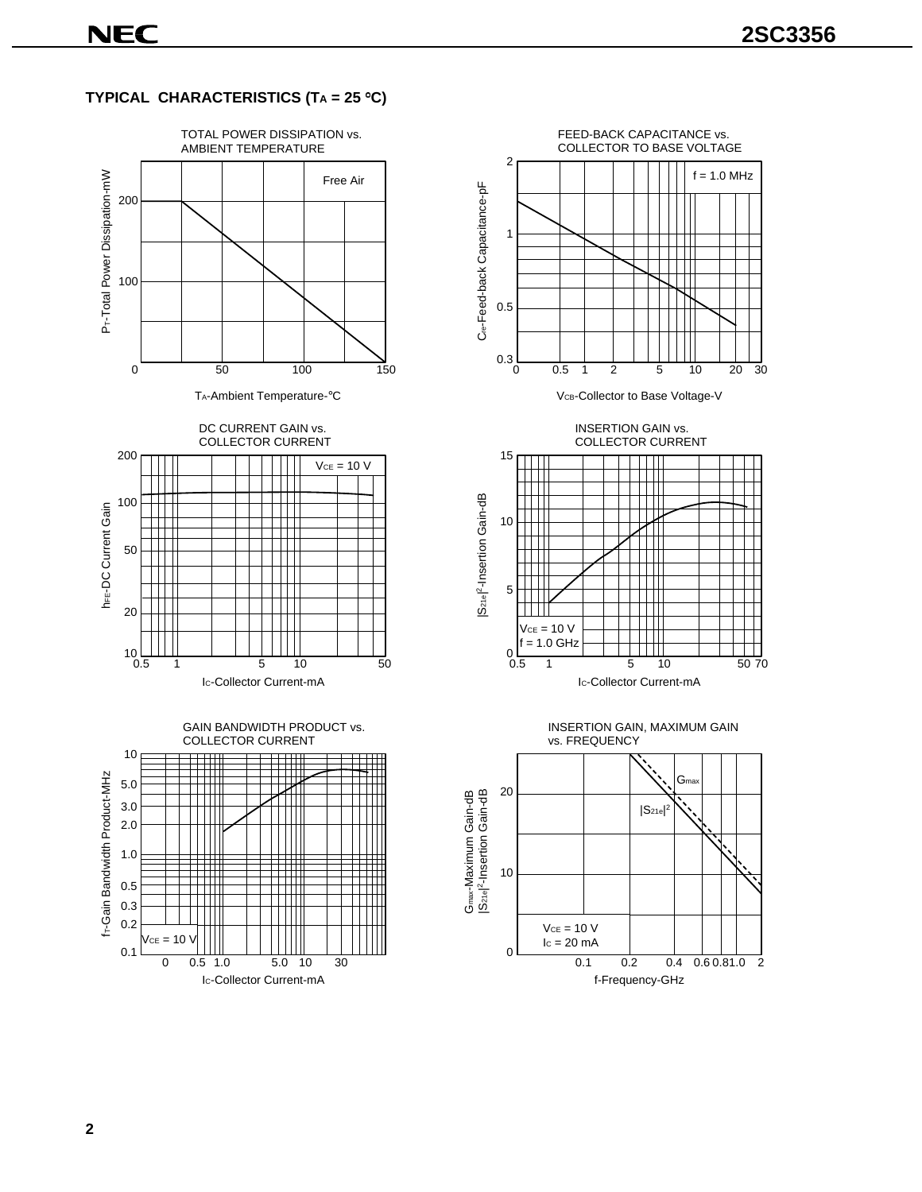## TYPICAL CHARACTERISTICS ($T_A$ = 25 °C)

**TOTAL POWER DISSIPATION vs. AMBIENT TEMPERATURE**

Free Air

$P_T$-Total Power Dissipation-mW

$T_A$-Ambient Temperature-°C

**FEED-BACK CAPACITANCE vs. COLLECTOR TO BASE VOLTAGE**

f = 1.0 MHz

$C_{re}$-Feed-back Capacitance-pF

$V_{CB}$-Collector to Base Voltage-V

**DC CURRENT GAIN vs. COLLECTOR CURRENT**

$V_{CE}$ = 10 V

$h_{FE}$-DC Current Gain

$I_C$-Collector Current-mA

**INSERTION GAIN vs. COLLECTOR CURRENT**

$V_{CE}$ = 10 V
f = 1.0 GHz

$|S_{21e}|^2$-Insertion Gain-dB

$I_C$-Collector Current-mA

**GAIN BANDWIDTH PRODUCT vs. COLLECTOR CURRENT**

$V_{CE}$ = 10 V

$f_T$-Gain Bandwidth Product-MHz

$I_C$-Collector Current-mA

**INSERTION GAIN, MAXIMUM GAIN vs. FREQUENCY**

$G_{max}$

$|S_{21e}|^2$

$V_{CE}$ = 10 V
$I_C$ = 20 mA

$G_{max}$-Maximum Gain-dB
$|S_{21e}|^2$-Insertion Gain-dB

f-Frequency-GHz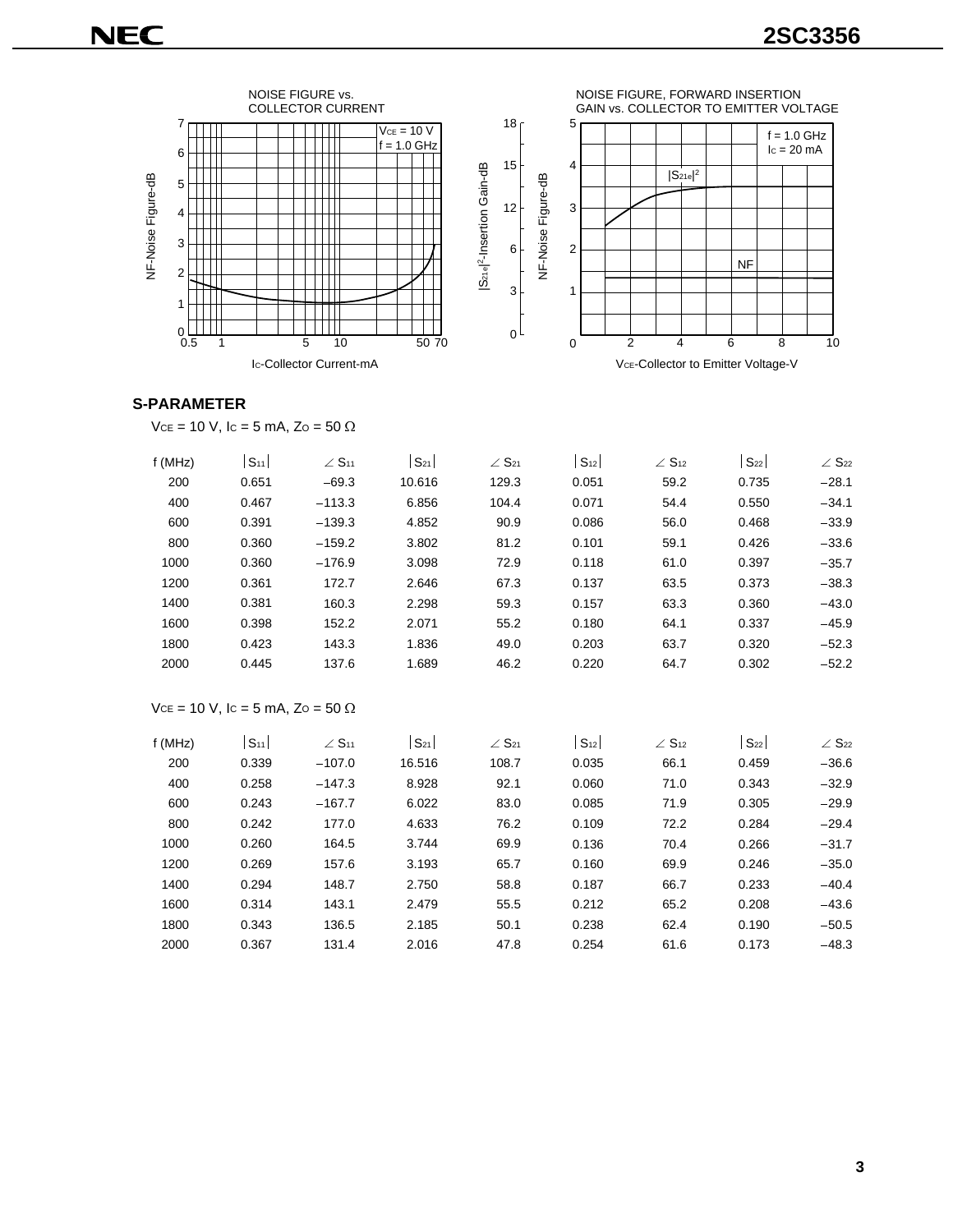NOISE FIGURE vs. COLLECTOR CURRENT

NOISE FIGURE, FORWARD INSERTION GAIN vs. COLLECTOR TO EMITTER VOLTAGE

## S-PARAMETER

$V_{CE}$ = 10 V, $I_C$ = 5 mA, $Z_O$ = 50 Ω

| f (MHz) | $\lvert S_{11}\rvert$ | $\angle S_{11}$ | $\lvert S_{21}\rvert$ | $\angle S_{21}$ | $\lvert S_{12}\rvert$ | $\angle S_{12}$ | $\lvert S_{22}\rvert$ | $\angle S_{22}$ |
|---|---|---|---|---|---|---|---|---|
| 200 | 0.651 | −69.3 | 10.616 | 129.3 | 0.051 | 59.2 | 0.735 | −28.1 |
| 400 | 0.467 | −113.3 | 6.856 | 104.4 | 0.071 | 54.4 | 0.550 | −34.1 |
| 600 | 0.391 | −139.3 | 4.852 | 90.9 | 0.086 | 56.0 | 0.468 | −33.9 |
| 800 | 0.360 | −159.2 | 3.802 | 81.2 | 0.101 | 59.1 | 0.426 | −33.6 |
| 1000 | 0.360 | −176.9 | 3.098 | 72.9 | 0.118 | 61.0 | 0.397 | −35.7 |
| 1200 | 0.361 | 172.7 | 2.646 | 67.3 | 0.137 | 63.5 | 0.373 | −38.3 |
| 1400 | 0.381 | 160.3 | 2.298 | 59.3 | 0.157 | 63.3 | 0.360 | −43.0 |
| 1600 | 0.398 | 152.2 | 2.071 | 55.2 | 0.180 | 64.1 | 0.337 | −45.9 |
| 1800 | 0.423 | 143.3 | 1.836 | 49.0 | 0.203 | 63.7 | 0.320 | −52.3 |
| 2000 | 0.445 | 137.6 | 1.689 | 46.2 | 0.220 | 64.7 | 0.302 | −52.2 |

$V_{CE}$ = 10 V, $I_C$ = 5 mA, $Z_O$ = 50 Ω

| f (MHz) | $\lvert S_{11}\rvert$ | $\angle S_{11}$ | $\lvert S_{21}\rvert$ | $\angle S_{21}$ | $\lvert S_{12}\rvert$ | $\angle S_{12}$ | $\lvert S_{22}\rvert$ | $\angle S_{22}$ |
|---|---|---|---|---|---|---|---|---|
| 200 | 0.339 | −107.0 | 16.516 | 108.7 | 0.035 | 66.1 | 0.459 | −36.6 |
| 400 | 0.258 | −147.3 | 8.928 | 92.1 | 0.060 | 71.0 | 0.343 | −32.9 |
| 600 | 0.243 | −167.7 | 6.022 | 83.0 | 0.085 | 71.9 | 0.305 | −29.9 |
| 800 | 0.242 | 177.0 | 4.633 | 76.2 | 0.109 | 72.2 | 0.284 | −29.4 |
| 1000 | 0.260 | 164.5 | 3.744 | 69.9 | 0.136 | 70.4 | 0.266 | −31.7 |
| 1200 | 0.269 | 157.6 | 3.193 | 65.7 | 0.160 | 69.9 | 0.246 | −35.0 |
| 1400 | 0.294 | 148.7 | 2.750 | 58.8 | 0.187 | 66.7 | 0.233 | −40.4 |
| 1600 | 0.314 | 143.1 | 2.479 | 55.5 | 0.212 | 65.2 | 0.208 | −43.6 |
| 1800 | 0.343 | 136.5 | 2.185 | 50.1 | 0.238 | 62.4 | 0.190 | −50.5 |
| 2000 | 0.367 | 131.4 | 2.016 | 47.8 | 0.254 | 61.6 | 0.173 | −48.3 |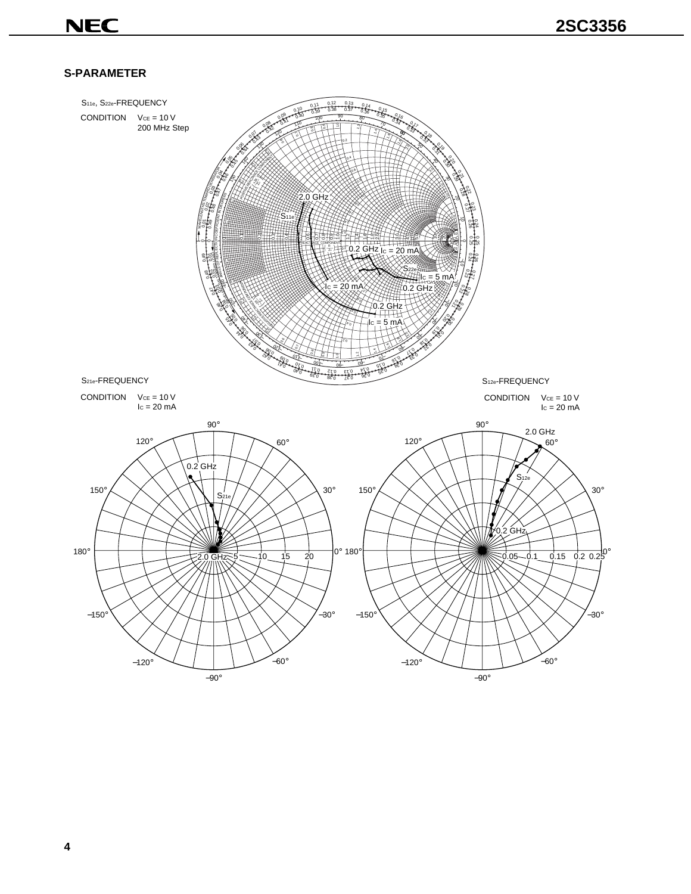## S-PARAMETER

$S_{11e}$, $S_{22e}$-FREQUENCY

CONDITION $V_{CE}$ = 10 V
200 MHz Step

$S_{21e}$-FREQUENCY

CONDITION $V_{CE}$ = 10 V
$I_C$ = 20 mA

$S_{12e}$-FREQUENCY

CONDITION $V_{CE}$ = 10 V
$I_C$ = 20 mA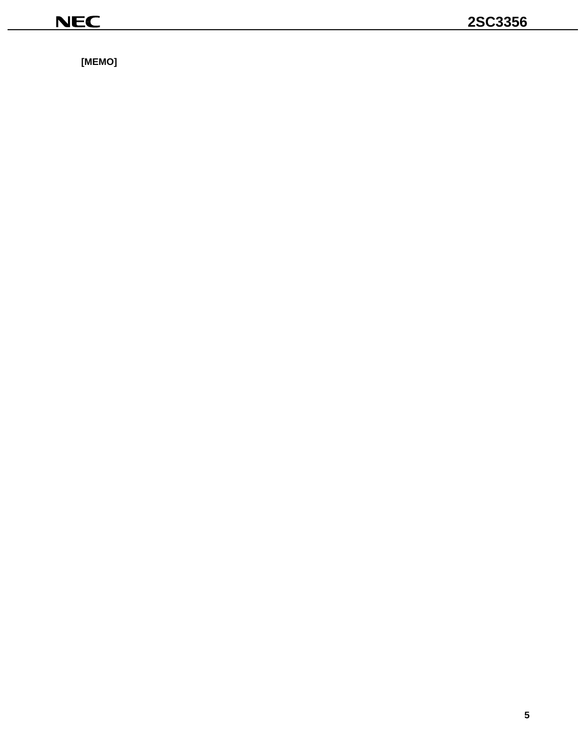[MEMO]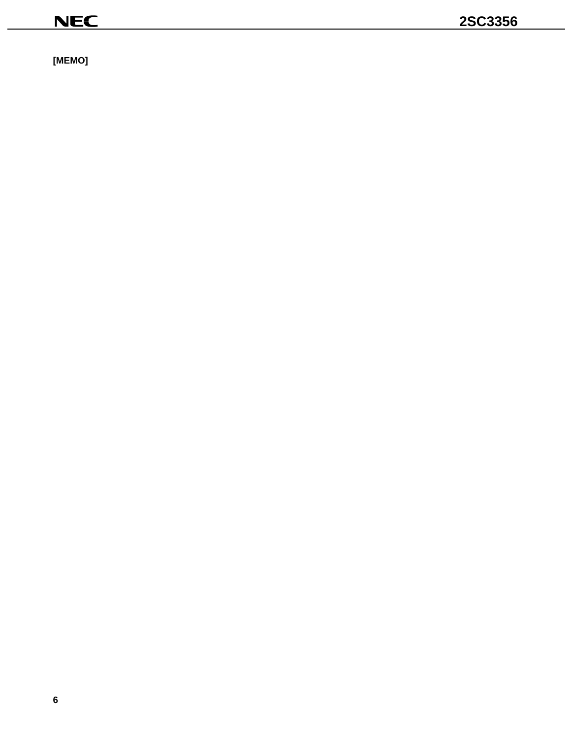**[MEMO]**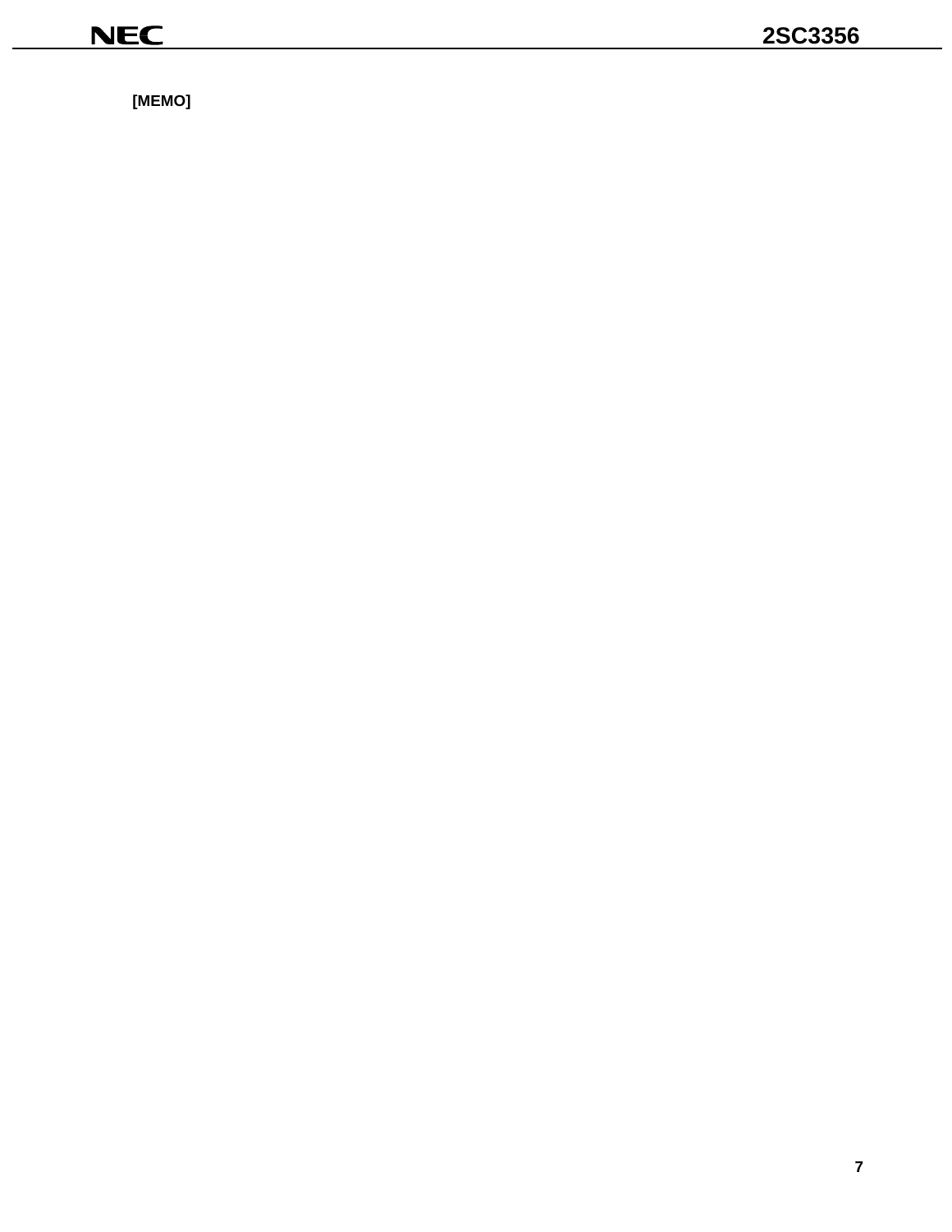[MEMO]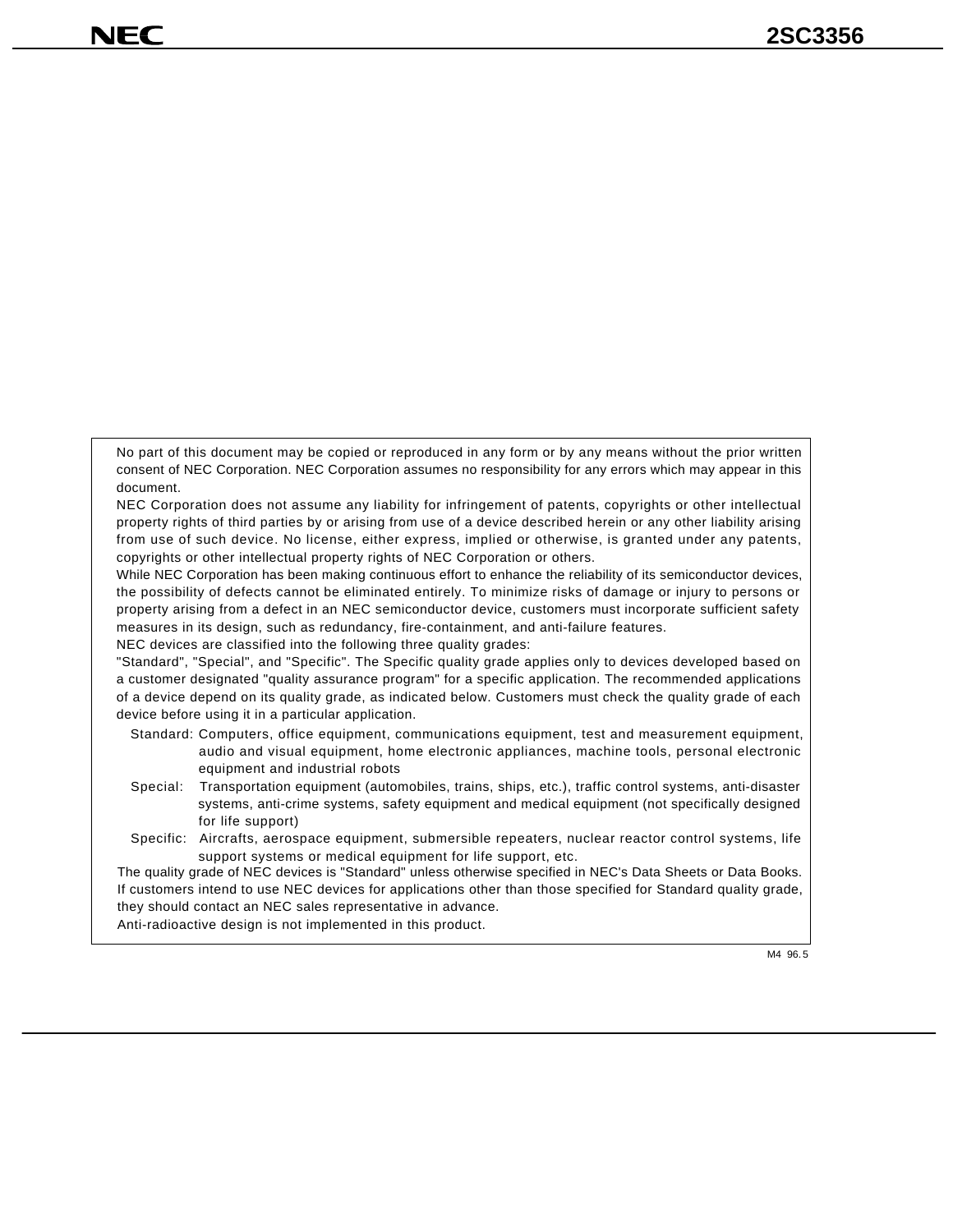No part of this document may be copied or reproduced in any form or by any means without the prior written consent of NEC Corporation. NEC Corporation assumes no responsibility for any errors which may appear in this document.

NEC Corporation does not assume any liability for infringement of patents, copyrights or other intellectual property rights of third parties by or arising from use of a device described herein or any other liability arising from use of such device. No license, either express, implied or otherwise, is granted under any patents, copyrights or other intellectual property rights of NEC Corporation or others.

While NEC Corporation has been making continuous effort to enhance the reliability of its semiconductor devices, the possibility of defects cannot be eliminated entirely. To minimize risks of damage or injury to persons or property arising from a defect in an NEC semiconductor device, customers must incorporate sufficient safety measures in its design, such as redundancy, fire-containment, and anti-failure features.

NEC devices are classified into the following three quality grades:

"Standard", "Special", and "Specific". The Specific quality grade applies only to devices developed based on a customer designated "quality assurance program" for a specific application. The recommended applications of a device depend on its quality grade, as indicated below. Customers must check the quality grade of each device before using it in a particular application.

Standard: Computers, office equipment, communications equipment, test and measurement equipment, audio and visual equipment, home electronic appliances, machine tools, personal electronic equipment and industrial robots

Special: Transportation equipment (automobiles, trains, ships, etc.), traffic control systems, anti-disaster systems, anti-crime systems, safety equipment and medical equipment (not specifically designed for life support)

Specific: Aircrafts, aerospace equipment, submersible repeaters, nuclear reactor control systems, life support systems or medical equipment for life support, etc.

The quality grade of NEC devices is "Standard" unless otherwise specified in NEC's Data Sheets or Data Books. If customers intend to use NEC devices for applications other than those specified for Standard quality grade, they should contact an NEC sales representative in advance.

Anti-radioactive design is not implemented in this product.

M4 96.5